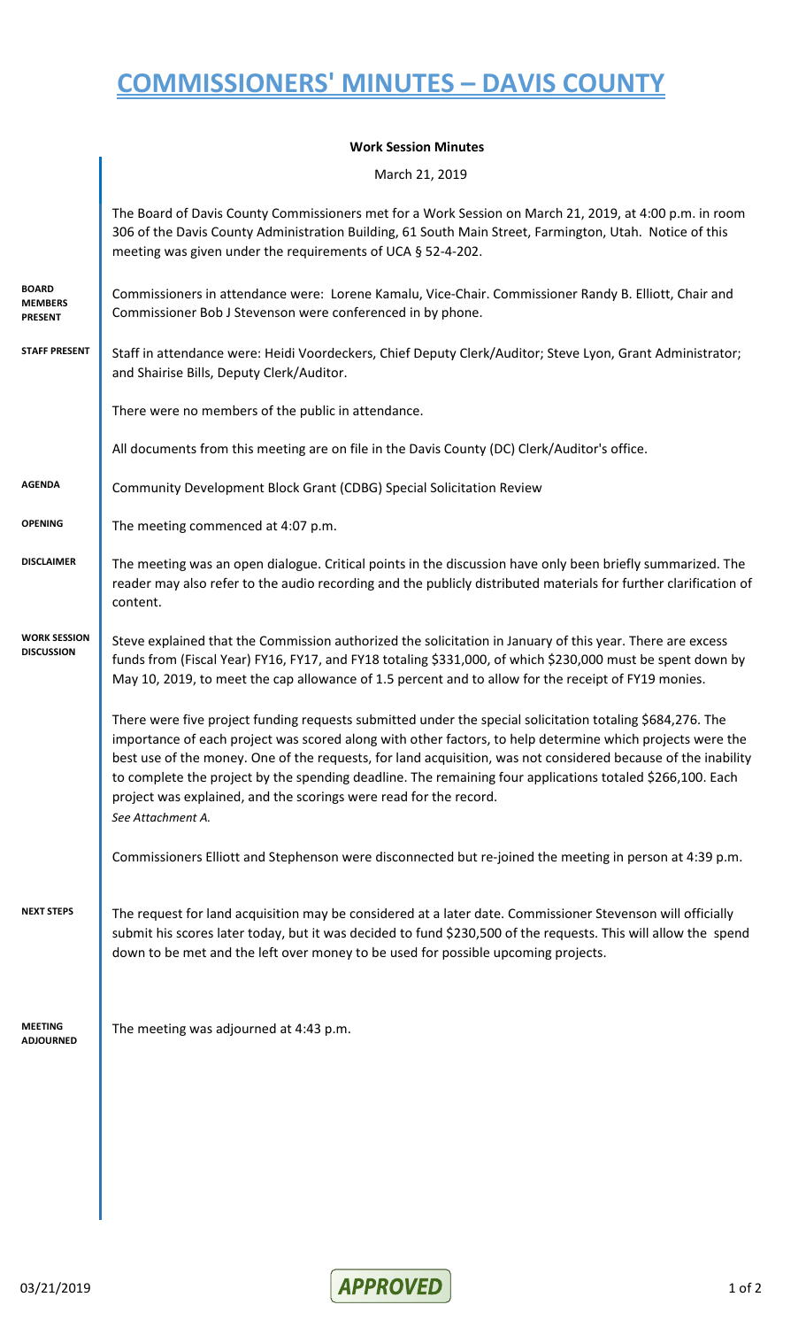# COMMISSIONERS' MINUTES – DAVIS COUNTY

**Work Session Minutes**

March 21, 2019

The Board of Davis County Commissioners met for a Work Session on March 21, 2019, at 4:00 p.m. in room 306 of the Davis County Administration Building, 61 South Main Street, Farmington, Utah. Notice of this meeting was given under the requirements of UCA § 52-4-202.

**BOARD MEMBERS PRESENT**

Commissioners in attendance were: Lorene Kamalu, Vice-Chair. Commissioner Randy B. Elliott, Chair and Commissioner Bob J Stevenson were conferenced in by phone.

**STAFF PRESENT**

Staff in attendance were: Heidi Voordeckers, Chief Deputy Clerk/Auditor; Steve Lyon, Grant Administrator; and Shairise Bills, Deputy Clerk/Auditor.

There were no members of the public in attendance.

All documents from this meeting are on file in the Davis County (DC) Clerk/Auditor's office.

**AGENDA**

Community Development Block Grant (CDBG) Special Solicitation Review

**OPENING**

The meeting commenced at 4:07 p.m.

**DISCLAIMER**

The meeting was an open dialogue. Critical points in the discussion have only been briefly summarized. The reader may also refer to the audio recording and the publicly distributed materials for further clarification of content.

**WORK SESSION DISCUSSION**

Steve explained that the Commission authorized the solicitation in January of this year. There are excess funds from (Fiscal Year) FY16, FY17, and FY18 totaling $331,000, of which $230,000 must be spent down by May 10, 2019, to meet the cap allowance of 1.5 percent and to allow for the receipt of FY19 monies.

There were five project funding requests submitted under the special solicitation totaling $684,276. The importance of each project was scored along with other factors, to help determine which projects were the best use of the money. One of the requests, for land acquisition, was not considered because of the inability to complete the project by the spending deadline. The remaining four applications totaled $266,100. Each project was explained, and the scorings were read for the record.
*See Attachment A.*

Commissioners Elliott and Stephenson were disconnected but re-joined the meeting in person at 4:39 p.m.

**NEXT STEPS**

The request for land acquisition may be considered at a later date. Commissioner Stevenson will officially submit his scores later today, but it was decided to fund $230,500 of the requests. This will allow the spend down to be met and the left over money to be used for possible upcoming projects.

**MEETING ADJOURNED**

The meeting was adjourned at 4:43 p.m.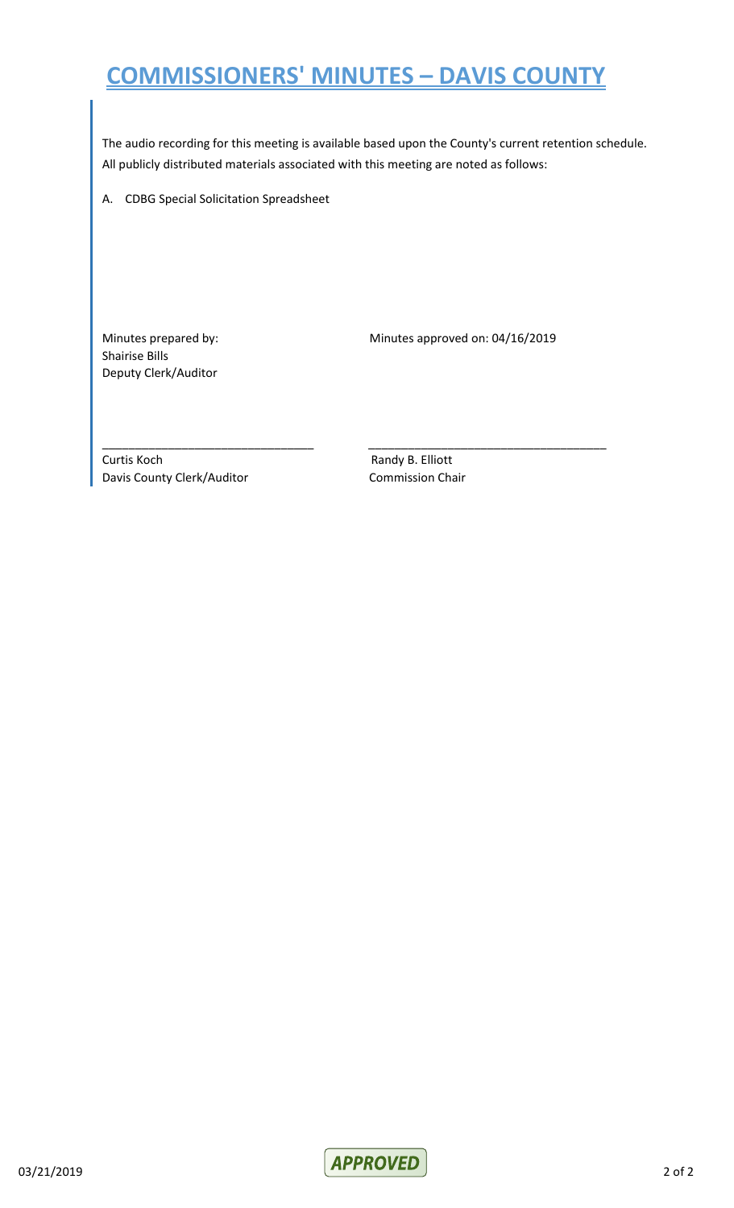# COMMISSIONERS' MINUTES – DAVIS COUNTY

The audio recording for this meeting is available based upon the County's current retention schedule. All publicly distributed materials associated with this meeting are noted as follows:

A. CDBG Special Solicitation Spreadsheet

Minutes prepared by:
Shairise Bills
Deputy Clerk/Auditor

Minutes approved on: 04/16/2019

_______________________________
Curtis Koch
Davis County Clerk/Auditor

_______________________________
Randy B. Elliott
Commission Chair

03/21/2019

APPROVED